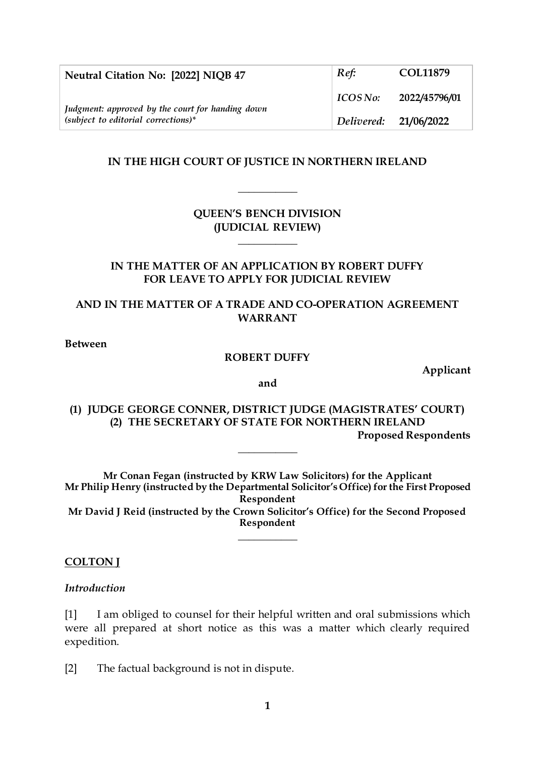| Neutral Citation No: [2022] NIQB 47 | *Ref:* | **COL11879** |
|---|---|---|
| | *ICOS No:* | **2022/45796/01** |
| *Judgment: approved by the court for handing down (subject to editorial corrections)** | *Delivered:* | **21/06/2022** |

**IN THE HIGH COURT OF JUSTICE IN NORTHERN IRELAND**

\_\_\_\_\_\_\_\_\_\_

**QUEEN'S BENCH DIVISION**
**(JUDICIAL REVIEW)**

\_\_\_\_\_\_\_\_\_\_

**IN THE MATTER OF AN APPLICATION BY ROBERT DUFFY FOR LEAVE TO APPLY FOR JUDICIAL REVIEW**

**AND IN THE MATTER OF A TRADE AND CO-OPERATION AGREEMENT WARRANT**

**Between**

**ROBERT DUFFY**

**Applicant**

**and**

**(1) JUDGE GEORGE CONNER, DISTRICT JUDGE (MAGISTRATES' COURT)**
**(2) THE SECRETARY OF STATE FOR NORTHERN IRELAND**

**Proposed Respondents**

\_\_\_\_\_\_\_\_\_\_

**Mr Conan Fegan (instructed by KRW Law Solicitors) for the Applicant**
**Mr Philip Henry (instructed by the Departmental Solicitor's Office) for the First Proposed Respondent**
**Mr David J Reid (instructed by the Crown Solicitor's Office) for the Second Proposed Respondent**

\_\_\_\_\_\_\_\_\_\_

**COLTON J**

*Introduction*

[1] I am obliged to counsel for their helpful written and oral submissions which were all prepared at short notice as this was a matter which clearly required expedition.

[2] The factual background is not in dispute.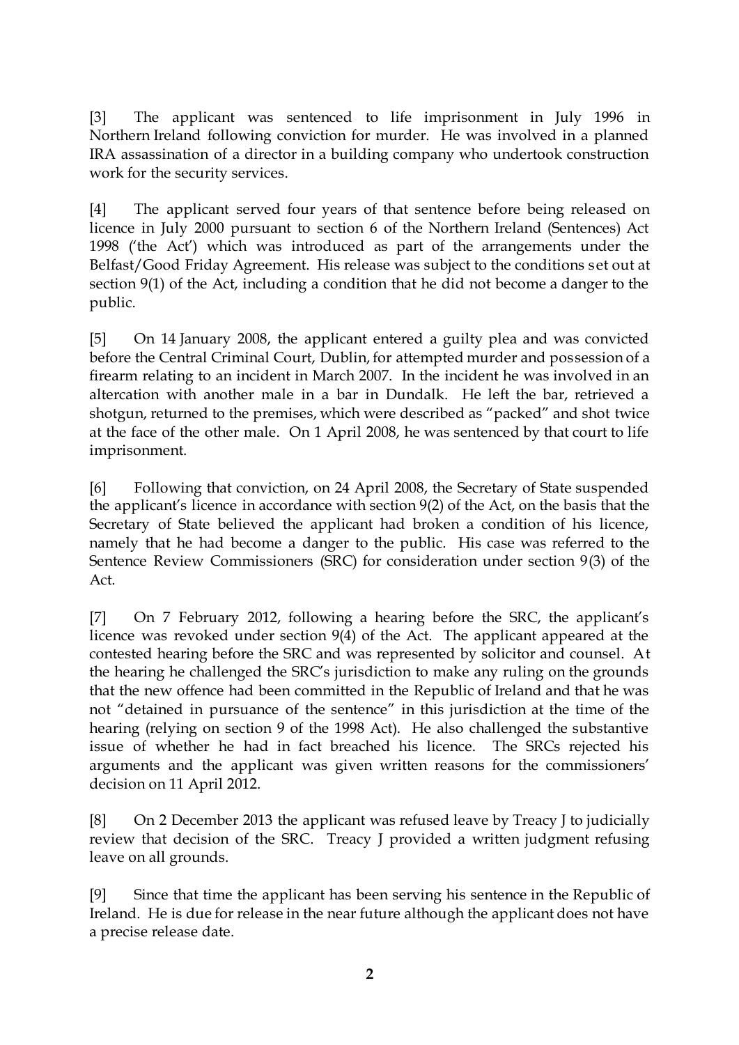[3] The applicant was sentenced to life imprisonment in July 1996 in Northern Ireland following conviction for murder. He was involved in a planned IRA assassination of a director in a building company who undertook construction work for the security services.

[4] The applicant served four years of that sentence before being released on licence in July 2000 pursuant to section 6 of the Northern Ireland (Sentences) Act 1998 ('the Act') which was introduced as part of the arrangements under the Belfast/Good Friday Agreement. His release was subject to the conditions set out at section 9(1) of the Act, including a condition that he did not become a danger to the public.

[5] On 14 January 2008, the applicant entered a guilty plea and was convicted before the Central Criminal Court, Dublin, for attempted murder and possession of a firearm relating to an incident in March 2007. In the incident he was involved in an altercation with another male in a bar in Dundalk. He left the bar, retrieved a shotgun, returned to the premises, which were described as "packed" and shot twice at the face of the other male. On 1 April 2008, he was sentenced by that court to life imprisonment.

[6] Following that conviction, on 24 April 2008, the Secretary of State suspended the applicant's licence in accordance with section 9(2) of the Act, on the basis that the Secretary of State believed the applicant had broken a condition of his licence, namely that he had become a danger to the public. His case was referred to the Sentence Review Commissioners (SRC) for consideration under section 9(3) of the Act.

[7] On 7 February 2012, following a hearing before the SRC, the applicant's licence was revoked under section 9(4) of the Act. The applicant appeared at the contested hearing before the SRC and was represented by solicitor and counsel. At the hearing he challenged the SRC's jurisdiction to make any ruling on the grounds that the new offence had been committed in the Republic of Ireland and that he was not "detained in pursuance of the sentence" in this jurisdiction at the time of the hearing (relying on section 9 of the 1998 Act). He also challenged the substantive issue of whether he had in fact breached his licence. The SRCs rejected his arguments and the applicant was given written reasons for the commissioners' decision on 11 April 2012.

[8] On 2 December 2013 the applicant was refused leave by Treacy J to judicially review that decision of the SRC. Treacy J provided a written judgment refusing leave on all grounds.

[9] Since that time the applicant has been serving his sentence in the Republic of Ireland. He is due for release in the near future although the applicant does not have a precise release date.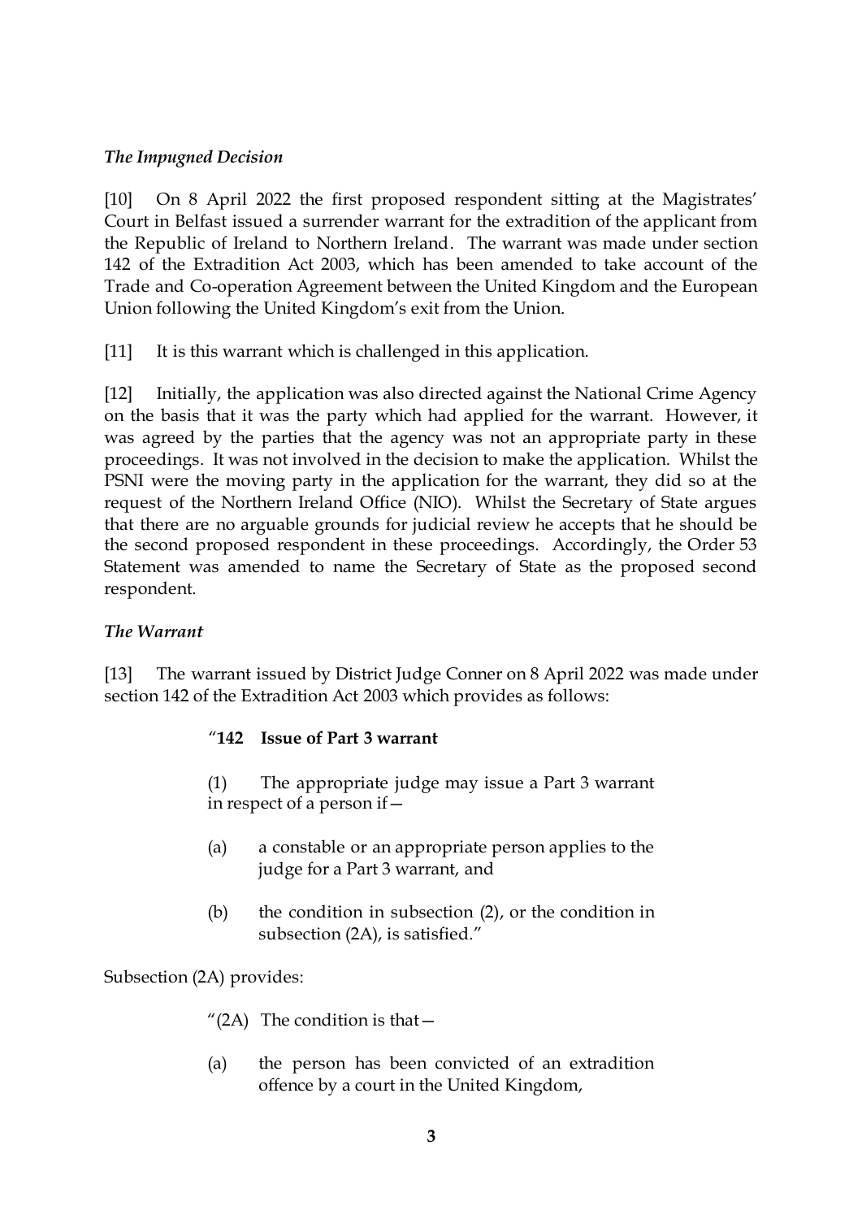*The Impugned Decision*

[10] On 8 April 2022 the first proposed respondent sitting at the Magistrates' Court in Belfast issued a surrender warrant for the extradition of the applicant from the Republic of Ireland to Northern Ireland. The warrant was made under section 142 of the Extradition Act 2003, which has been amended to take account of the Trade and Co-operation Agreement between the United Kingdom and the European Union following the United Kingdom's exit from the Union.

[11] It is this warrant which is challenged in this application.

[12] Initially, the application was also directed against the National Crime Agency on the basis that it was the party which had applied for the warrant. However, it was agreed by the parties that the agency was not an appropriate party in these proceedings. It was not involved in the decision to make the application. Whilst the PSNI were the moving party in the application for the warrant, they did so at the request of the Northern Ireland Office (NIO). Whilst the Secretary of State argues that there are no arguable grounds for judicial review he accepts that he should be the second proposed respondent in these proceedings. Accordingly, the Order 53 Statement was amended to name the Secretary of State as the proposed second respondent.

*The Warrant*

[13] The warrant issued by District Judge Conner on 8 April 2022 was made under section 142 of the Extradition Act 2003 which provides as follows:

> "**142 Issue of Part 3 warrant**
>
> (1) The appropriate judge may issue a Part 3 warrant in respect of a person if—
>
> (a) a constable or an appropriate person applies to the judge for a Part 3 warrant, and
>
> (b) the condition in subsection (2), or the condition in subsection (2A), is satisfied."

Subsection (2A) provides:

> "(2A) The condition is that—
>
> (a) the person has been convicted of an extradition offence by a court in the United Kingdom,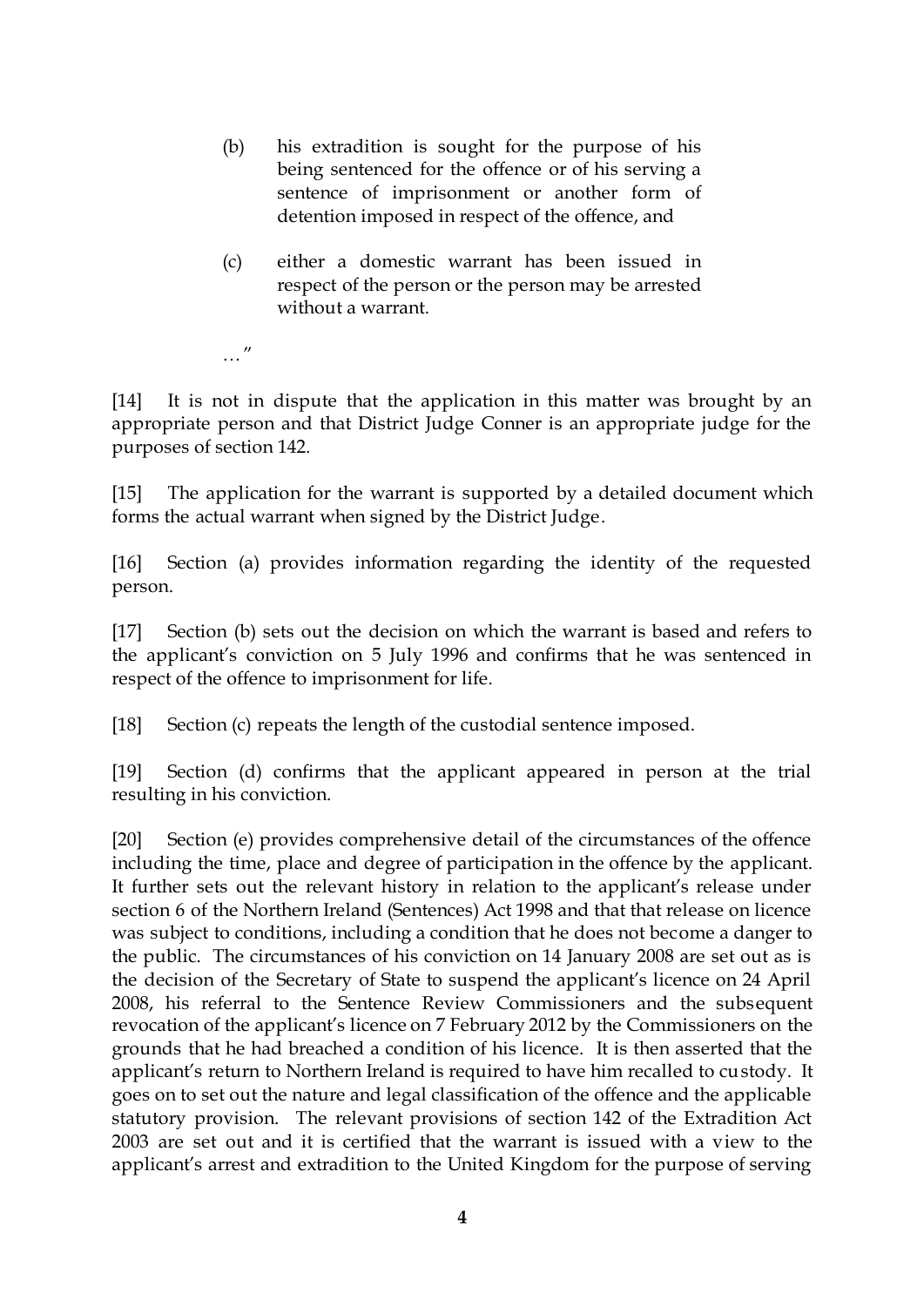> (b) his extradition is sought for the purpose of his being sentenced for the offence or of his serving a sentence of imprisonment or another form of detention imposed in respect of the offence, and
>
> (c) either a domestic warrant has been issued in respect of the person or the person may be arrested without a warrant.
>
> …"

[14] It is not in dispute that the application in this matter was brought by an appropriate person and that District Judge Conner is an appropriate judge for the purposes of section 142.

[15] The application for the warrant is supported by a detailed document which forms the actual warrant when signed by the District Judge.

[16] Section (a) provides information regarding the identity of the requested person.

[17] Section (b) sets out the decision on which the warrant is based and refers to the applicant's conviction on 5 July 1996 and confirms that he was sentenced in respect of the offence to imprisonment for life.

[18] Section (c) repeats the length of the custodial sentence imposed.

[19] Section (d) confirms that the applicant appeared in person at the trial resulting in his conviction.

[20] Section (e) provides comprehensive detail of the circumstances of the offence including the time, place and degree of participation in the offence by the applicant. It further sets out the relevant history in relation to the applicant's release under section 6 of the Northern Ireland (Sentences) Act 1998 and that that release on licence was subject to conditions, including a condition that he does not become a danger to the public. The circumstances of his conviction on 14 January 2008 are set out as is the decision of the Secretary of State to suspend the applicant's licence on 24 April 2008, his referral to the Sentence Review Commissioners and the subsequent revocation of the applicant's licence on 7 February 2012 by the Commissioners on the grounds that he had breached a condition of his licence. It is then asserted that the applicant's return to Northern Ireland is required to have him recalled to custody. It goes on to set out the nature and legal classification of the offence and the applicable statutory provision. The relevant provisions of section 142 of the Extradition Act 2003 are set out and it is certified that the warrant is issued with a view to the applicant's arrest and extradition to the United Kingdom for the purpose of serving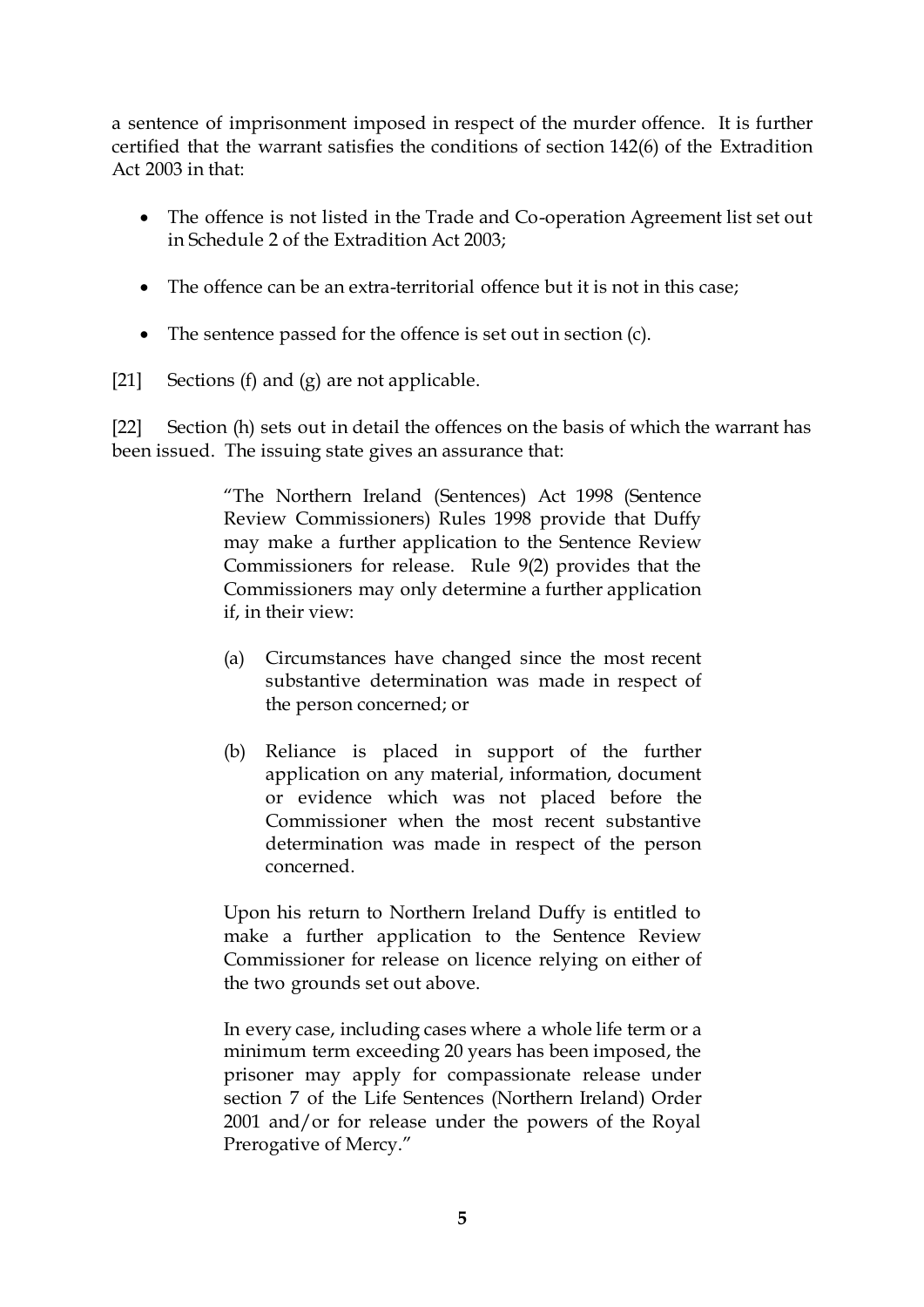a sentence of imprisonment imposed in respect of the murder offence. It is further certified that the warrant satisfies the conditions of section 142(6) of the Extradition Act 2003 in that:

- The offence is not listed in the Trade and Co-operation Agreement list set out in Schedule 2 of the Extradition Act 2003;
- The offence can be an extra-territorial offence but it is not in this case;
- The sentence passed for the offence is set out in section (c).

[21] Sections (f) and (g) are not applicable.

[22] Section (h) sets out in detail the offences on the basis of which the warrant has been issued. The issuing state gives an assurance that:

> "The Northern Ireland (Sentences) Act 1998 (Sentence Review Commissioners) Rules 1998 provide that Duffy may make a further application to the Sentence Review Commissioners for release. Rule 9(2) provides that the Commissioners may only determine a further application if, in their view:
>
> (a) Circumstances have changed since the most recent substantive determination was made in respect of the person concerned; or
>
> (b) Reliance is placed in support of the further application on any material, information, document or evidence which was not placed before the Commissioner when the most recent substantive determination was made in respect of the person concerned.
>
> Upon his return to Northern Ireland Duffy is entitled to make a further application to the Sentence Review Commissioner for release on licence relying on either of the two grounds set out above.
>
> In every case, including cases where a whole life term or a minimum term exceeding 20 years has been imposed, the prisoner may apply for compassionate release under section 7 of the Life Sentences (Northern Ireland) Order 2001 and/or for release under the powers of the Royal Prerogative of Mercy."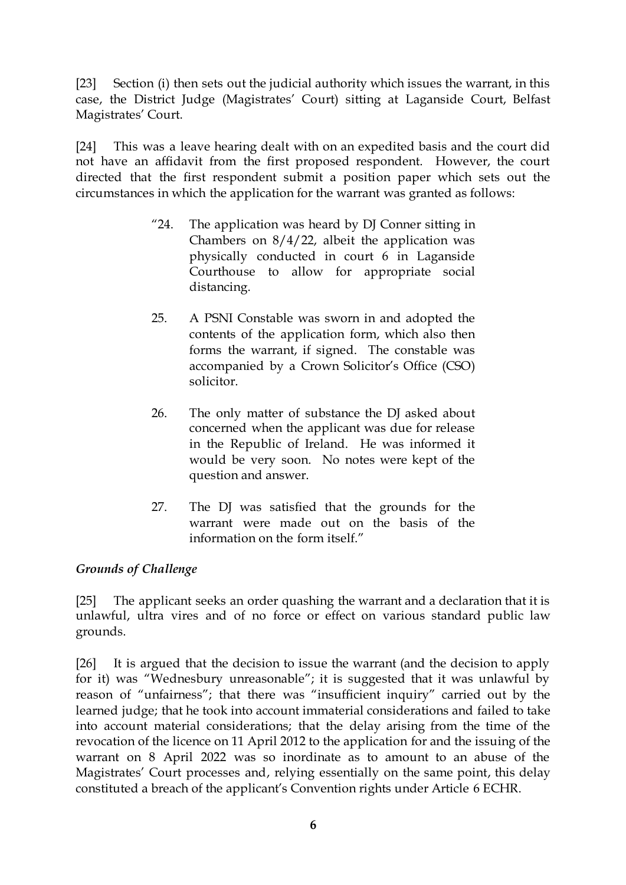[23] Section (i) then sets out the judicial authority which issues the warrant, in this case, the District Judge (Magistrates' Court) sitting at Laganside Court, Belfast Magistrates' Court.

[24] This was a leave hearing dealt with on an expedited basis and the court did not have an affidavit from the first proposed respondent. However, the court directed that the first respondent submit a position paper which sets out the circumstances in which the application for the warrant was granted as follows:

> "24. The application was heard by DJ Conner sitting in Chambers on 8/4/22, albeit the application was physically conducted in court 6 in Laganside Courthouse to allow for appropriate social distancing.
>
> 25. A PSNI Constable was sworn in and adopted the contents of the application form, which also then forms the warrant, if signed. The constable was accompanied by a Crown Solicitor's Office (CSO) solicitor.
>
> 26. The only matter of substance the DJ asked about concerned when the applicant was due for release in the Republic of Ireland. He was informed it would be very soon. No notes were kept of the question and answer.
>
> 27. The DJ was satisfied that the grounds for the warrant were made out on the basis of the information on the form itself."

*Grounds of Challenge*

[25] The applicant seeks an order quashing the warrant and a declaration that it is unlawful, ultra vires and of no force or effect on various standard public law grounds.

[26] It is argued that the decision to issue the warrant (and the decision to apply for it) was "Wednesbury unreasonable"; it is suggested that it was unlawful by reason of "unfairness"; that there was "insufficient inquiry" carried out by the learned judge; that he took into account immaterial considerations and failed to take into account material considerations; that the delay arising from the time of the revocation of the licence on 11 April 2012 to the application for and the issuing of the warrant on 8 April 2022 was so inordinate as to amount to an abuse of the Magistrates' Court processes and, relying essentially on the same point, this delay constituted a breach of the applicant's Convention rights under Article 6 ECHR.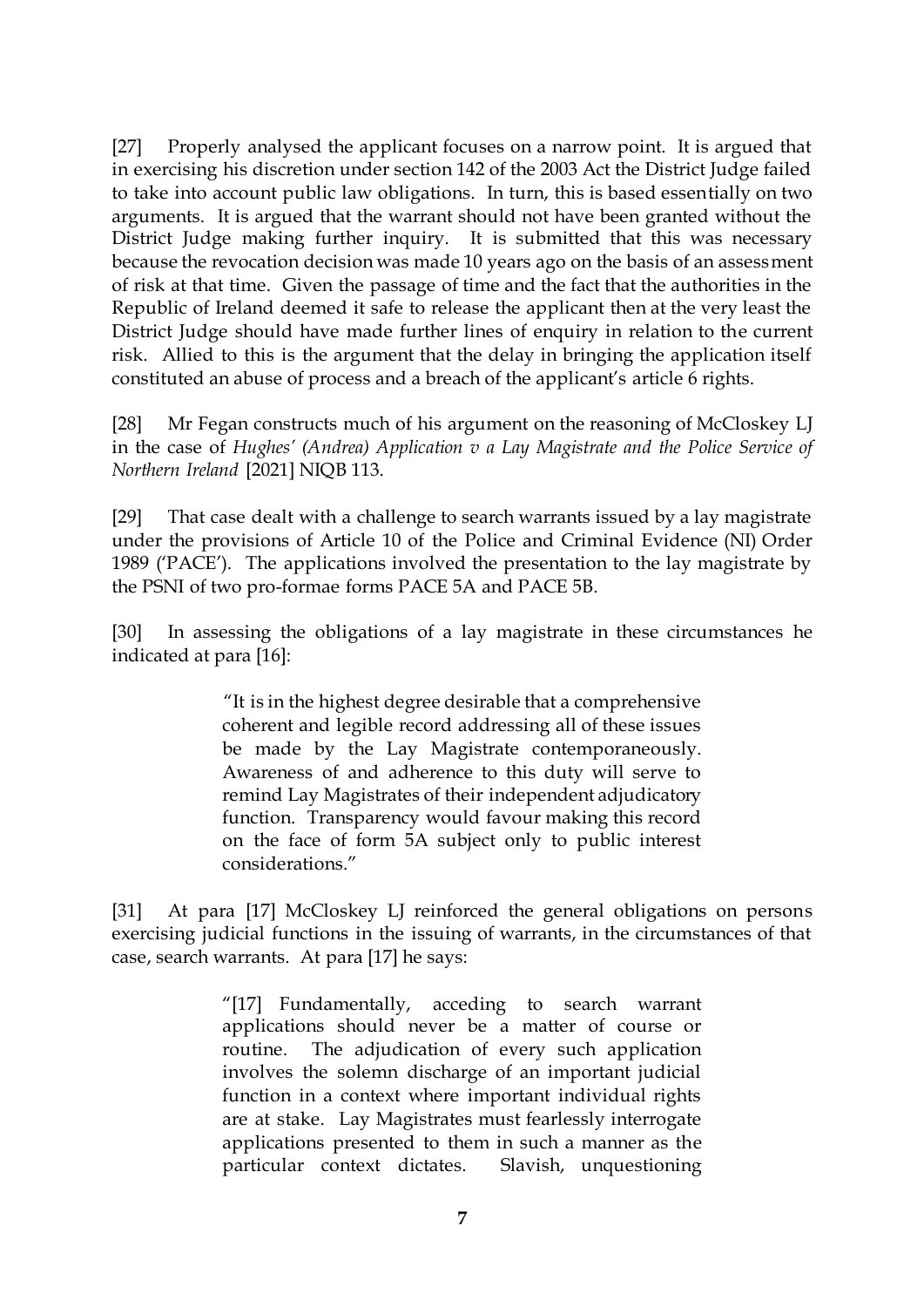[27] Properly analysed the applicant focuses on a narrow point. It is argued that in exercising his discretion under section 142 of the 2003 Act the District Judge failed to take into account public law obligations. In turn, this is based essentially on two arguments. It is argued that the warrant should not have been granted without the District Judge making further inquiry. It is submitted that this was necessary because the revocation decision was made 10 years ago on the basis of an assessment of risk at that time. Given the passage of time and the fact that the authorities in the Republic of Ireland deemed it safe to release the applicant then at the very least the District Judge should have made further lines of enquiry in relation to the current risk. Allied to this is the argument that the delay in bringing the application itself constituted an abuse of process and a breach of the applicant's article 6 rights.

[28] Mr Fegan constructs much of his argument on the reasoning of McCloskey LJ in the case of *Hughes' (Andrea) Application v a Lay Magistrate and the Police Service of Northern Ireland* [2021] NIQB 113.

[29] That case dealt with a challenge to search warrants issued by a lay magistrate under the provisions of Article 10 of the Police and Criminal Evidence (NI) Order 1989 ('PACE'). The applications involved the presentation to the lay magistrate by the PSNI of two pro-formae forms PACE 5A and PACE 5B.

[30] In assessing the obligations of a lay magistrate in these circumstances he indicated at para [16]:

> "It is in the highest degree desirable that a comprehensive coherent and legible record addressing all of these issues be made by the Lay Magistrate contemporaneously. Awareness of and adherence to this duty will serve to remind Lay Magistrates of their independent adjudicatory function. Transparency would favour making this record on the face of form 5A subject only to public interest considerations."

[31] At para [17] McCloskey LJ reinforced the general obligations on persons exercising judicial functions in the issuing of warrants, in the circumstances of that case, search warrants. At para [17] he says:

> "[17] Fundamentally, acceding to search warrant applications should never be a matter of course or routine. The adjudication of every such application involves the solemn discharge of an important judicial function in a context where important individual rights are at stake. Lay Magistrates must fearlessly interrogate applications presented to them in such a manner as the particular context dictates. Slavish, unquestioning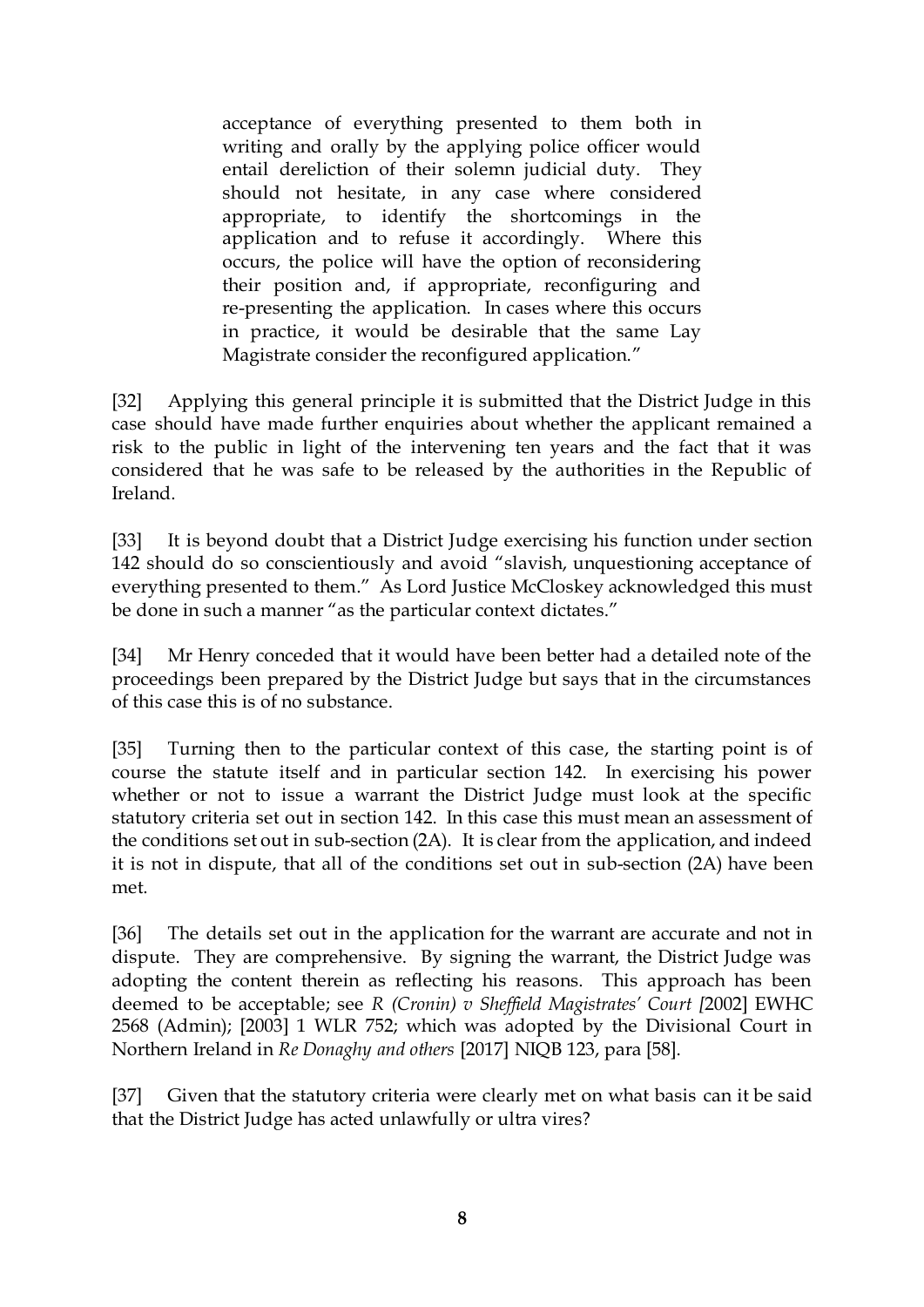> acceptance of everything presented to them both in writing and orally by the applying police officer would entail dereliction of their solemn judicial duty. They should not hesitate, in any case where considered appropriate, to identify the shortcomings in the application and to refuse it accordingly. Where this occurs, the police will have the option of reconsidering their position and, if appropriate, reconfiguring and re-presenting the application. In cases where this occurs in practice, it would be desirable that the same Lay Magistrate consider the reconfigured application."

[32] Applying this general principle it is submitted that the District Judge in this case should have made further enquiries about whether the applicant remained a risk to the public in light of the intervening ten years and the fact that it was considered that he was safe to be released by the authorities in the Republic of Ireland.

[33] It is beyond doubt that a District Judge exercising his function under section 142 should do so conscientiously and avoid "slavish, unquestioning acceptance of everything presented to them." As Lord Justice McCloskey acknowledged this must be done in such a manner "as the particular context dictates."

[34] Mr Henry conceded that it would have been better had a detailed note of the proceedings been prepared by the District Judge but says that in the circumstances of this case this is of no substance.

[35] Turning then to the particular context of this case, the starting point is of course the statute itself and in particular section 142. In exercising his power whether or not to issue a warrant the District Judge must look at the specific statutory criteria set out in section 142. In this case this must mean an assessment of the conditions set out in sub-section (2A). It is clear from the application, and indeed it is not in dispute, that all of the conditions set out in sub-section (2A) have been met.

[36] The details set out in the application for the warrant are accurate and not in dispute. They are comprehensive. By signing the warrant, the District Judge was adopting the content therein as reflecting his reasons. This approach has been deemed to be acceptable; see *R (Cronin) v Sheffield Magistrates' Court [*2002] EWHC 2568 (Admin); [2003] 1 WLR 752; which was adopted by the Divisional Court in Northern Ireland in *Re Donaghy and others* [2017] NIQB 123, para [58].

[37] Given that the statutory criteria were clearly met on what basis can it be said that the District Judge has acted unlawfully or ultra vires?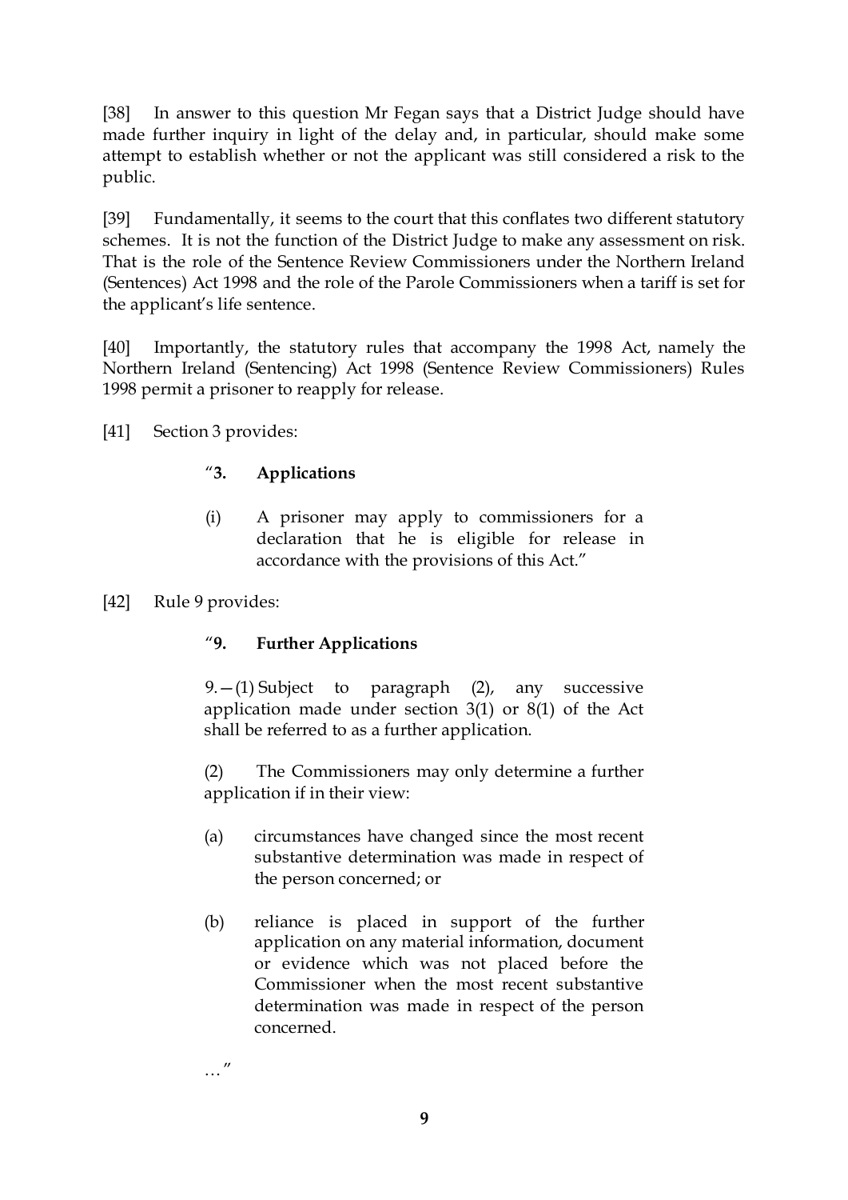[38] In answer to this question Mr Fegan says that a District Judge should have made further inquiry in light of the delay and, in particular, should make some attempt to establish whether or not the applicant was still considered a risk to the public.

[39] Fundamentally, it seems to the court that this conflates two different statutory schemes. It is not the function of the District Judge to make any assessment on risk. That is the role of the Sentence Review Commissioners under the Northern Ireland (Sentences) Act 1998 and the role of the Parole Commissioners when a tariff is set for the applicant's life sentence.

[40] Importantly, the statutory rules that accompany the 1998 Act, namely the Northern Ireland (Sentencing) Act 1998 (Sentence Review Commissioners) Rules 1998 permit a prisoner to reapply for release.

[41] Section 3 provides:

> "**3. Applications**
>
> (i) A prisoner may apply to commissioners for a declaration that he is eligible for release in accordance with the provisions of this Act."

[42] Rule 9 provides:

> "**9. Further Applications**
>
> 9.—(1) Subject to paragraph (2), any successive application made under section 3(1) or 8(1) of the Act shall be referred to as a further application.
>
> (2) The Commissioners may only determine a further application if in their view:
>
> (a) circumstances have changed since the most recent substantive determination was made in respect of the person concerned; or
>
> (b) reliance is placed in support of the further application on any material information, document or evidence which was not placed before the Commissioner when the most recent substantive determination was made in respect of the person concerned.
>
> …"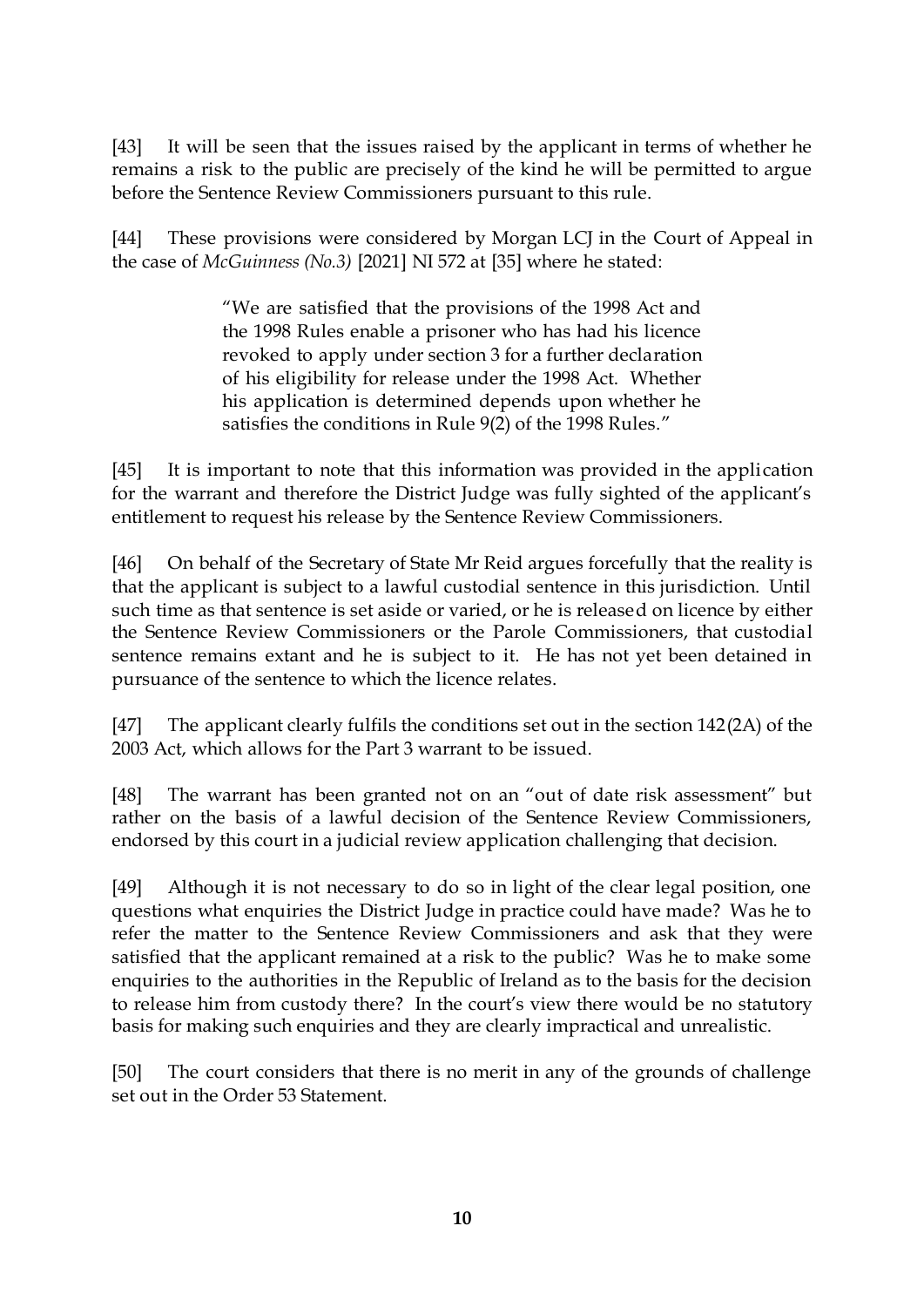[43] It will be seen that the issues raised by the applicant in terms of whether he remains a risk to the public are precisely of the kind he will be permitted to argue before the Sentence Review Commissioners pursuant to this rule.

[44] These provisions were considered by Morgan LCJ in the Court of Appeal in the case of *McGuinness (No.3)* [2021] NI 572 at [35] where he stated:

> "We are satisfied that the provisions of the 1998 Act and the 1998 Rules enable a prisoner who has had his licence revoked to apply under section 3 for a further declaration of his eligibility for release under the 1998 Act. Whether his application is determined depends upon whether he satisfies the conditions in Rule 9(2) of the 1998 Rules."

[45] It is important to note that this information was provided in the application for the warrant and therefore the District Judge was fully sighted of the applicant's entitlement to request his release by the Sentence Review Commissioners.

[46] On behalf of the Secretary of State Mr Reid argues forcefully that the reality is that the applicant is subject to a lawful custodial sentence in this jurisdiction. Until such time as that sentence is set aside or varied, or he is released on licence by either the Sentence Review Commissioners or the Parole Commissioners, that custodial sentence remains extant and he is subject to it. He has not yet been detained in pursuance of the sentence to which the licence relates.

[47] The applicant clearly fulfils the conditions set out in the section 142(2A) of the 2003 Act, which allows for the Part 3 warrant to be issued.

[48] The warrant has been granted not on an "out of date risk assessment" but rather on the basis of a lawful decision of the Sentence Review Commissioners, endorsed by this court in a judicial review application challenging that decision.

[49] Although it is not necessary to do so in light of the clear legal position, one questions what enquiries the District Judge in practice could have made? Was he to refer the matter to the Sentence Review Commissioners and ask that they were satisfied that the applicant remained at a risk to the public? Was he to make some enquiries to the authorities in the Republic of Ireland as to the basis for the decision to release him from custody there? In the court's view there would be no statutory basis for making such enquiries and they are clearly impractical and unrealistic.

[50] The court considers that there is no merit in any of the grounds of challenge set out in the Order 53 Statement.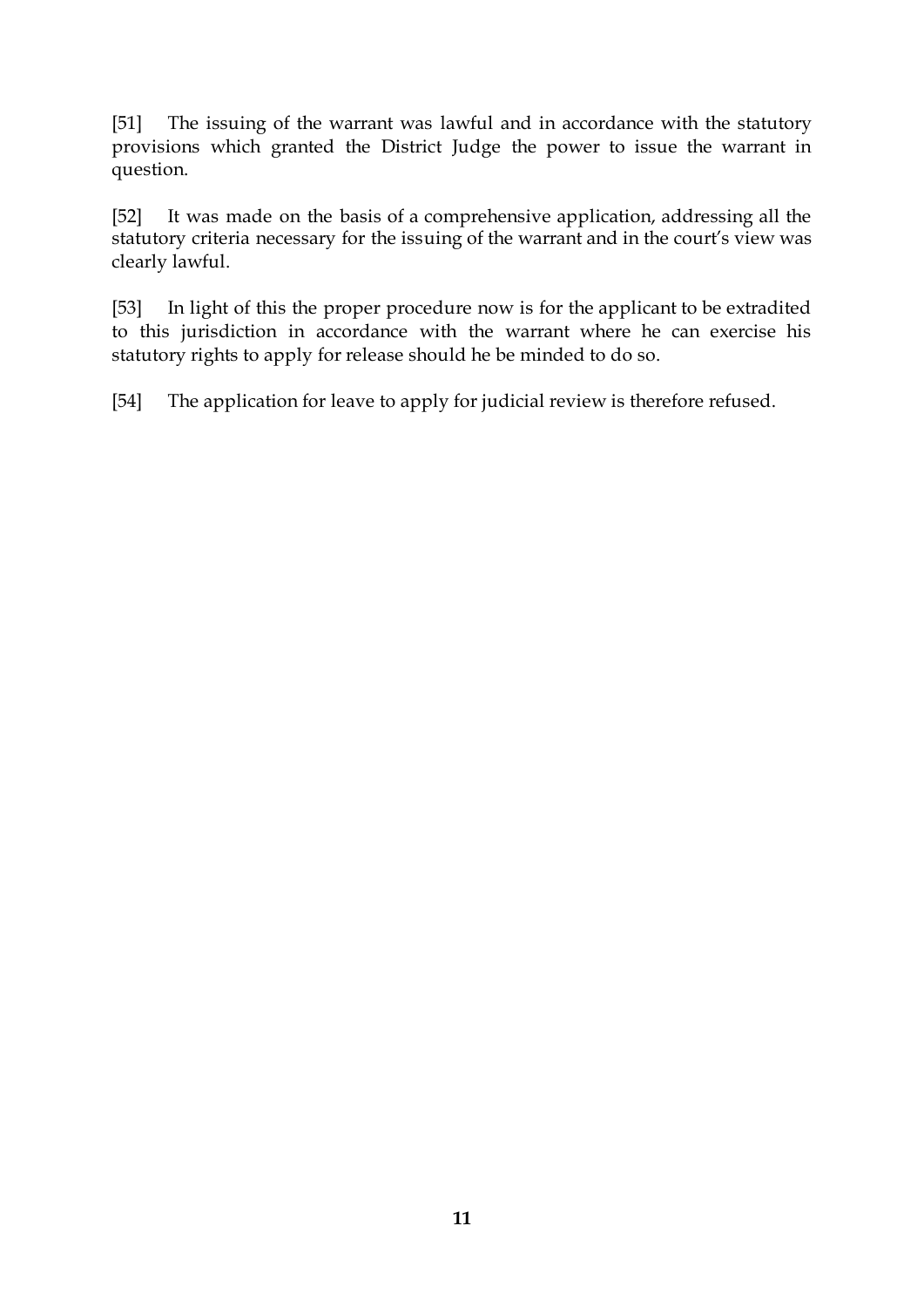[51] The issuing of the warrant was lawful and in accordance with the statutory provisions which granted the District Judge the power to issue the warrant in question.

[52] It was made on the basis of a comprehensive application, addressing all the statutory criteria necessary for the issuing of the warrant and in the court's view was clearly lawful.

[53] In light of this the proper procedure now is for the applicant to be extradited to this jurisdiction in accordance with the warrant where he can exercise his statutory rights to apply for release should he be minded to do so.

[54] The application for leave to apply for judicial review is therefore refused.